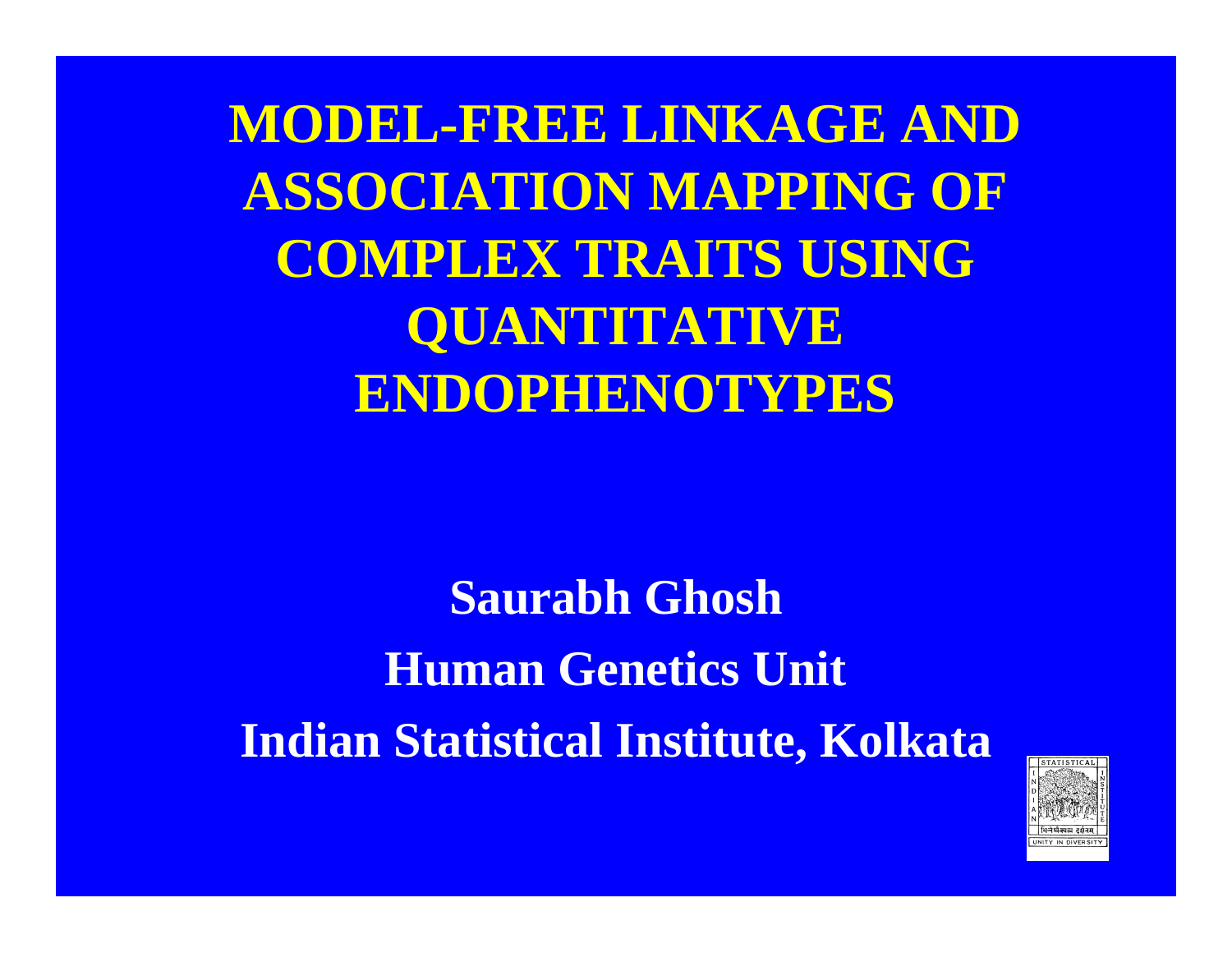# MODEL-FREE LINKAGE AND ASSOCIATION MAPPING OF COMPLEX TRAITS USING QUANTITATIVE ENDOPHENOTYPES

**Saurabh Ghosh**

**Human Genetics Unit**

**Indian Statistical Institute, Kolkata**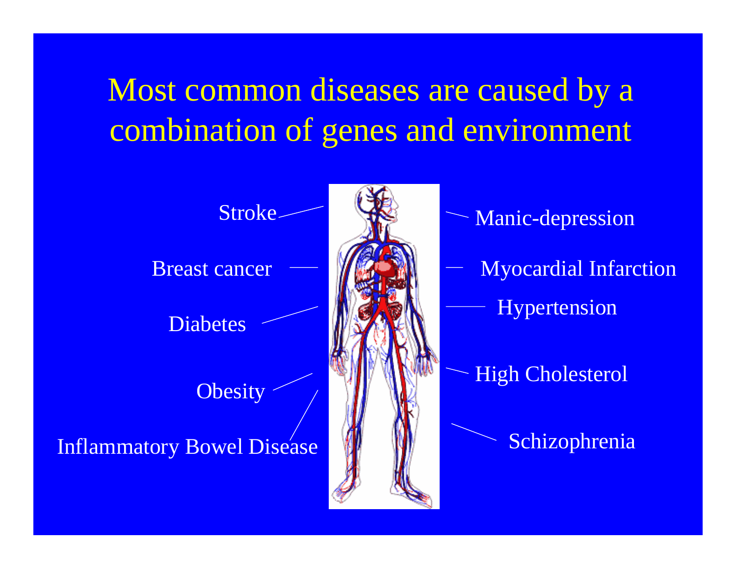# Most common diseases are caused by a combination of genes and environment

- Stroke
- Breast cancer
- Diabetes
- Obesity
- Inflammatory Bowel Disease
- Manic-depression
- Myocardial Infarction
- Hypertension
- High Cholesterol
- Schizophrenia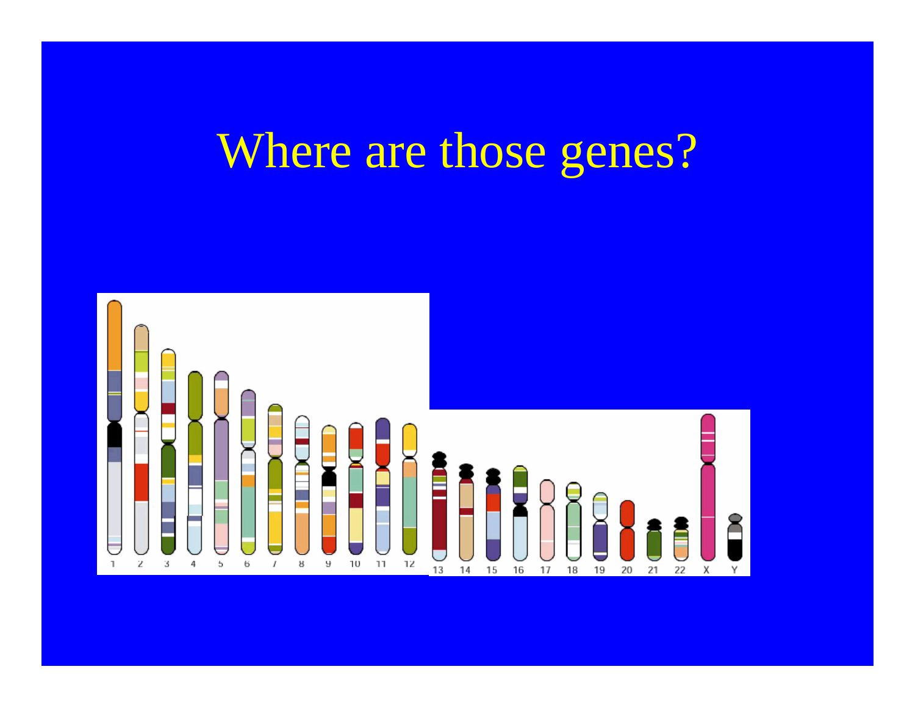# Where are those genes?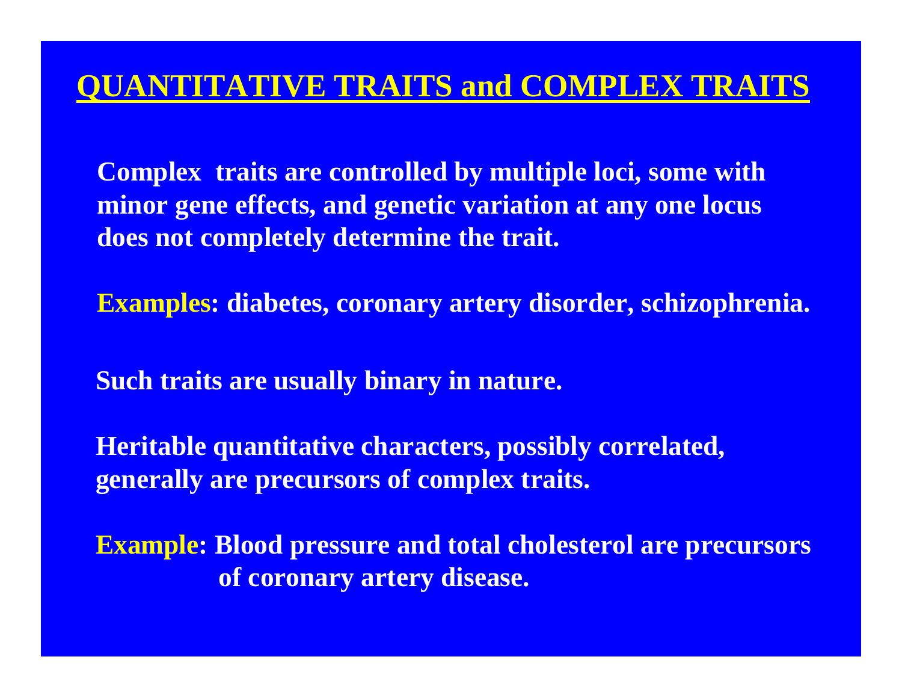# QUANTITATIVE TRAITS and COMPLEX TRAITS

**Complex traits are controlled by multiple loci, some with minor gene effects, and genetic variation at any one locus does not completely determine the trait.**

**Examples: diabetes, coronary artery disorder, schizophrenia.**

**Such traits are usually binary in nature.**

**Heritable quantitative characters, possibly correlated, generally are precursors of complex traits.**

**Example: Blood pressure and total cholesterol are precursors of coronary artery disease.**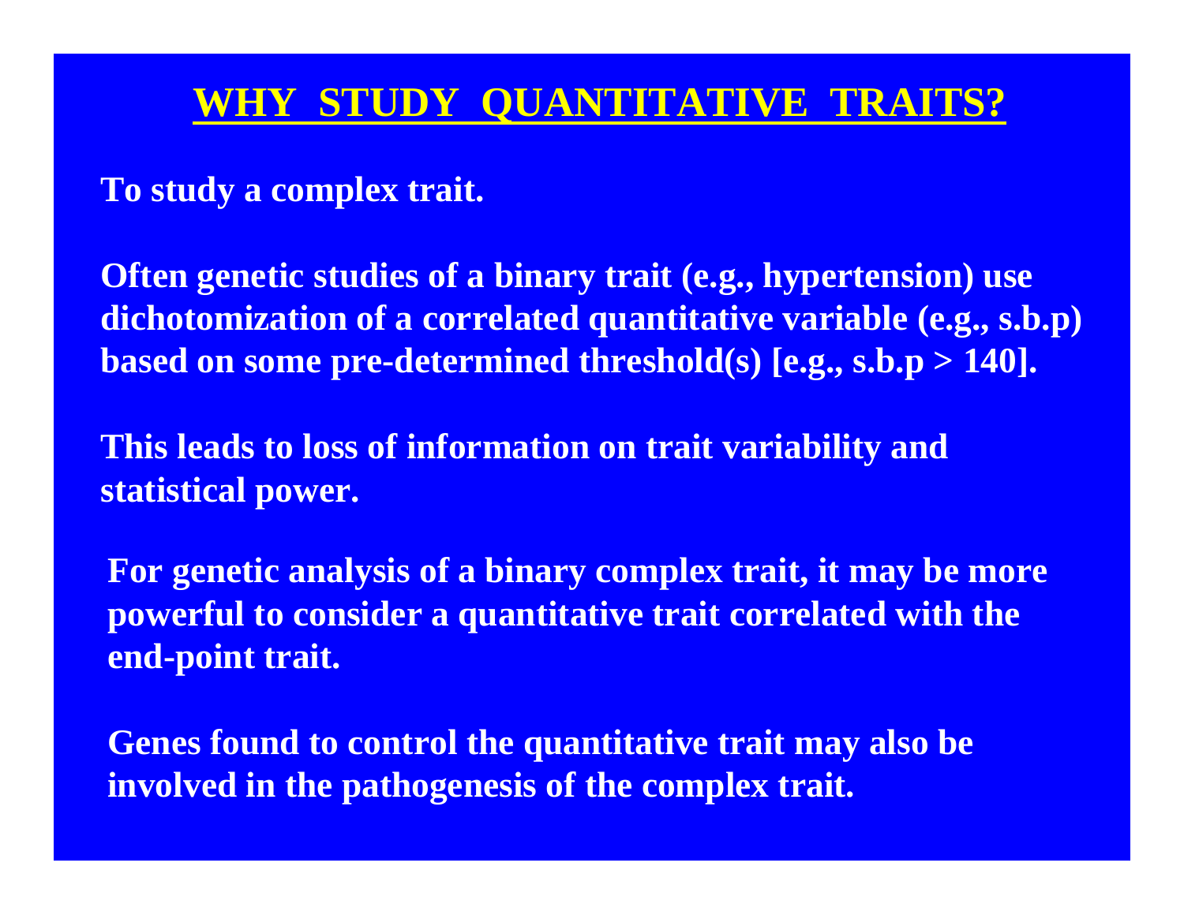# WHY STUDY QUANTITATIVE TRAITS?

To study a complex trait.

Often genetic studies of a binary trait (e.g., hypertension) use dichotomization of a correlated quantitative variable (e.g., s.b.p) based on some pre-determined threshold(s) [e.g., s.b.p > 140].

This leads to loss of information on trait variability and statistical power.

For genetic analysis of a binary complex trait, it may be more powerful to consider a quantitative trait correlated with the end-point trait.

Genes found to control the quantitative trait may also be involved in the pathogenesis of the complex trait.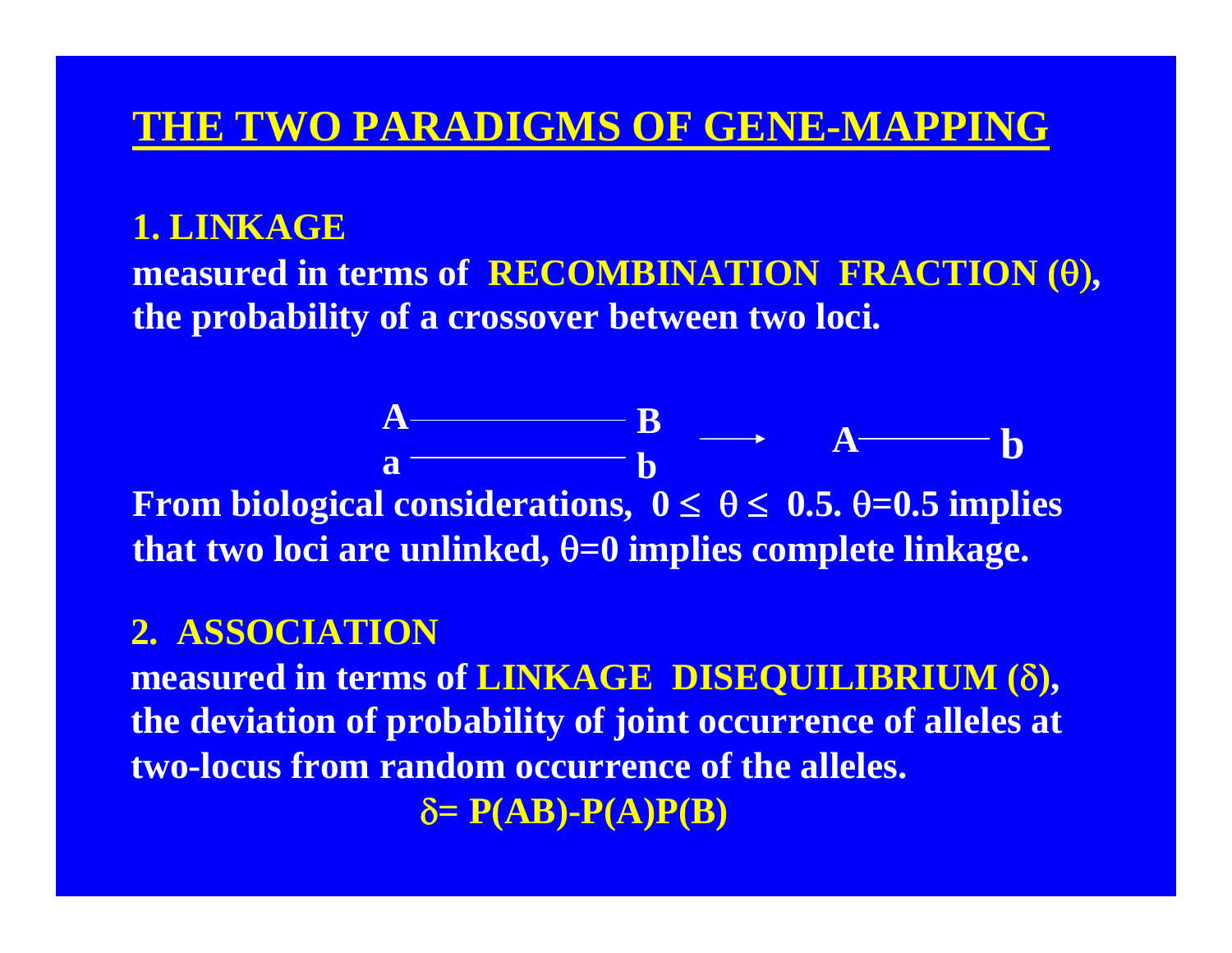# THE TWO PARADIGMS OF GENE-MAPPING

## 1. LINKAGE

measured in terms of **RECOMBINATION FRACTION ($\theta$)**, the probability of a crossover between two loci.

$$\begin{matrix} A \text{———————} B \\ a \text{———————} b \end{matrix} \longrightarrow A \text{————} b$$

From biological considerations, $0 \leq \theta \leq 0.5$. $\theta=0.5$ implies that two loci are unlinked, $\theta=0$ implies complete linkage.

## 2. ASSOCIATION

measured in terms of **LINKAGE DISEQUILIBRIUM ($\delta$)**, the deviation of probability of joint occurrence of alleles at two-locus from random occurrence of the alleles.

$$\delta = P(AB) - P(A)P(B)$$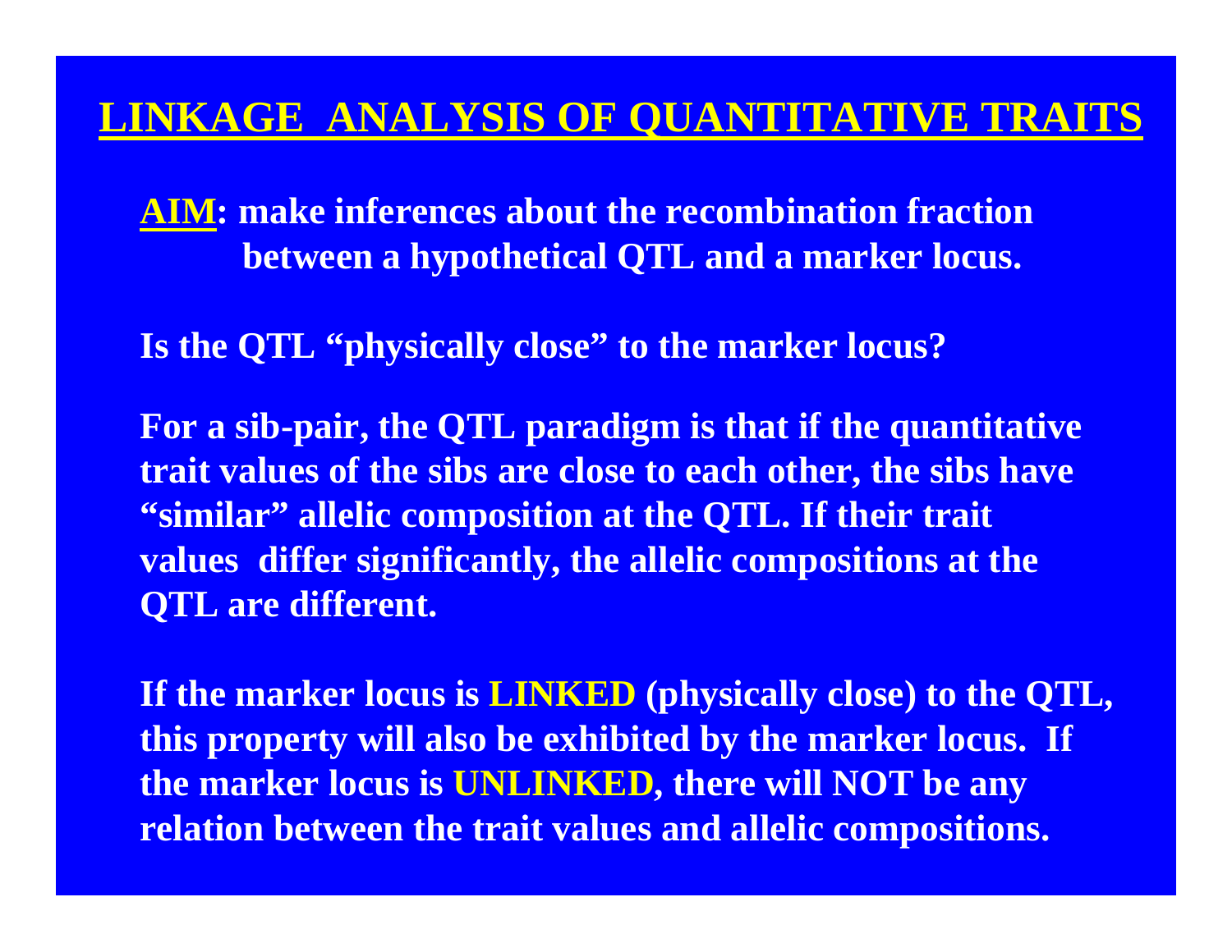# LINKAGE ANALYSIS OF QUANTITATIVE TRAITS

**AIM: make inferences about the recombination fraction between a hypothetical QTL and a marker locus.**

**Is the QTL "physically close" to the marker locus?**

**For a sib-pair, the QTL paradigm is that if the quantitative trait values of the sibs are close to each other, the sibs have "similar" allelic composition at the QTL. If their trait values differ significantly, the allelic compositions at the QTL are different.**

**If the marker locus is LINKED (physically close) to the QTL, this property will also be exhibited by the marker locus. If the marker locus is UNLINKED, there will NOT be any relation between the trait values and allelic compositions.**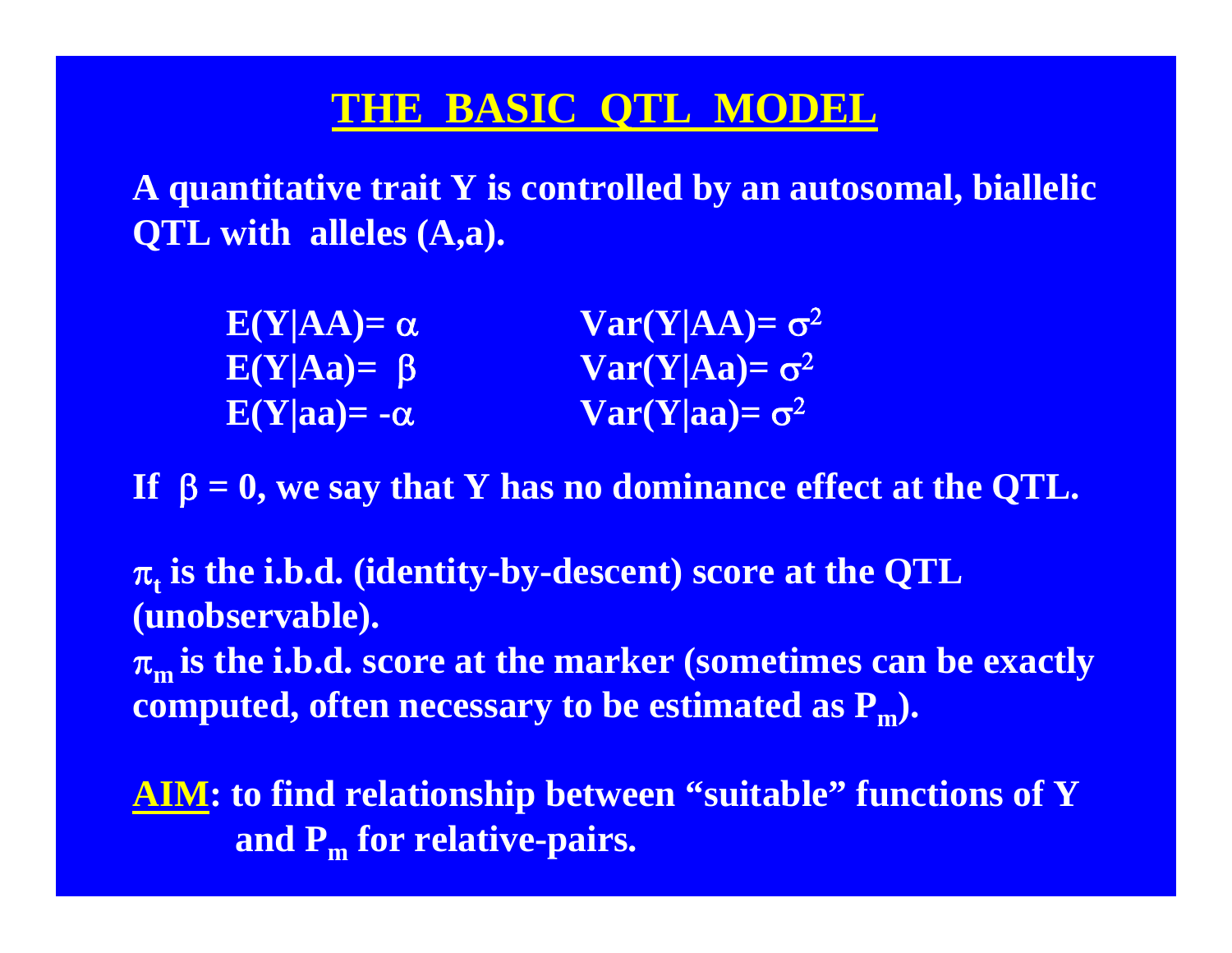# THE BASIC QTL MODEL

**A quantitative trait Y is controlled by an autosomal, biallelic QTL with alleles (A,a).**

| | |
|---|---|
| $E(Y\|AA) = \alpha$ | $Var(Y\|AA) = \sigma^2$ |
| $E(Y\|Aa) = \beta$ | $Var(Y\|Aa) = \sigma^2$ |
| $E(Y\|aa) = -\alpha$ | $Var(Y\|aa) = \sigma^2$ |

**If $\beta = 0$, we say that Y has no dominance effect at the QTL.**

**$\pi_t$ is the i.b.d. (identity-by-descent) score at the QTL (unobservable).**

**$\pi_m$ is the i.b.d. score at the marker (sometimes can be exactly computed, often necessary to be estimated as $P_m$).**

**AIM: to find relationship between "suitable" functions of Y and $P_m$ for relative-pairs.**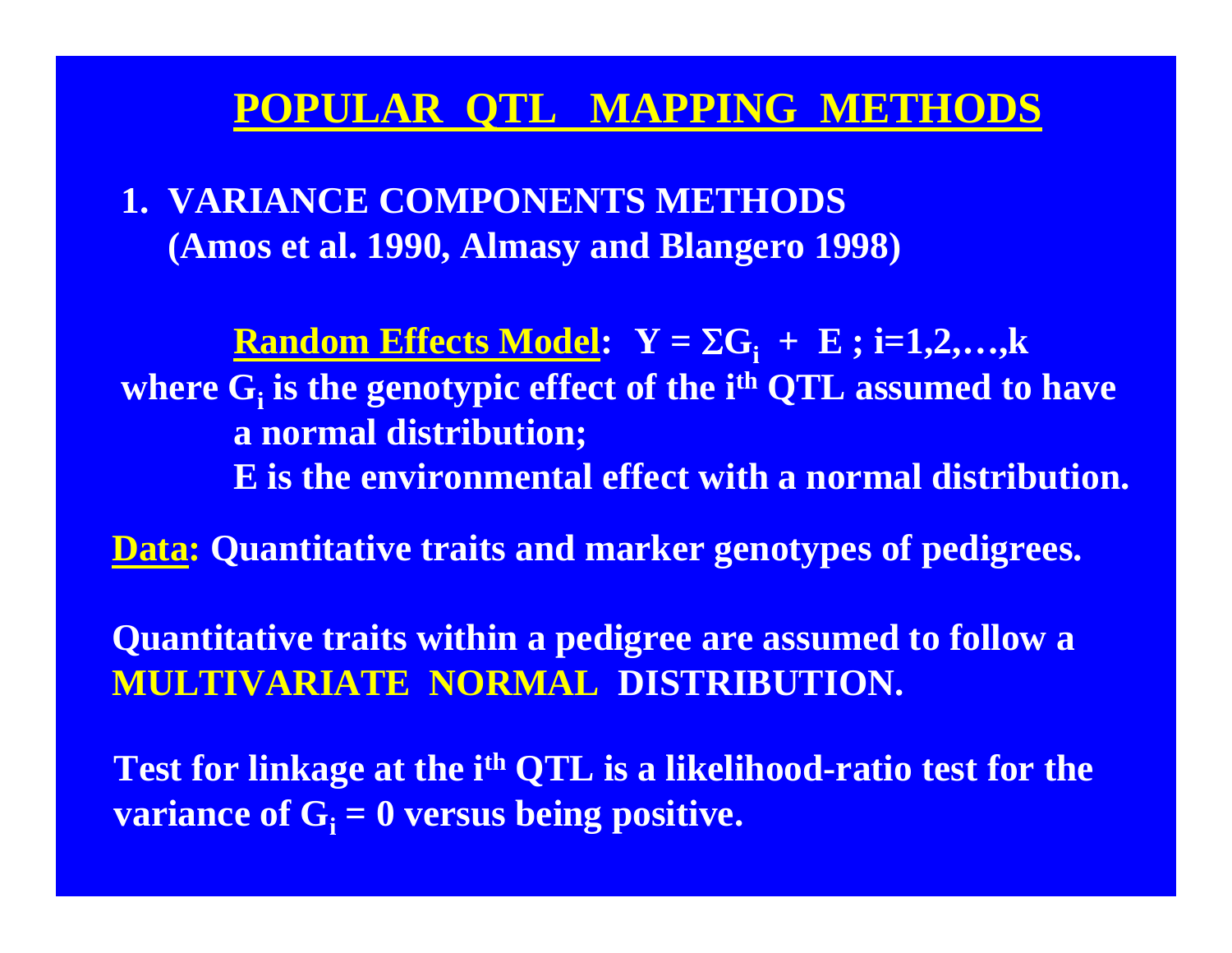# POPULAR QTL MAPPING METHODS

1. **VARIANCE COMPONENTS METHODS (Amos et al. 1990, Almasy and Blangero 1998)**

**Random Effects Model:** $Y = \Sigma G_i + E$ ; $i=1,2,\ldots,k$

**where $G_i$ is the genotypic effect of the $i^{th}$ QTL assumed to have a normal distribution;**

**E is the environmental effect with a normal distribution.**

**Data:** **Quantitative traits and marker genotypes of pedigrees.**

**Quantitative traits within a pedigree are assumed to follow a MULTIVARIATE NORMAL DISTRIBUTION.**

**Test for linkage at the $i^{th}$ QTL is a likelihood-ratio test for the variance of $G_i = 0$ versus being positive.**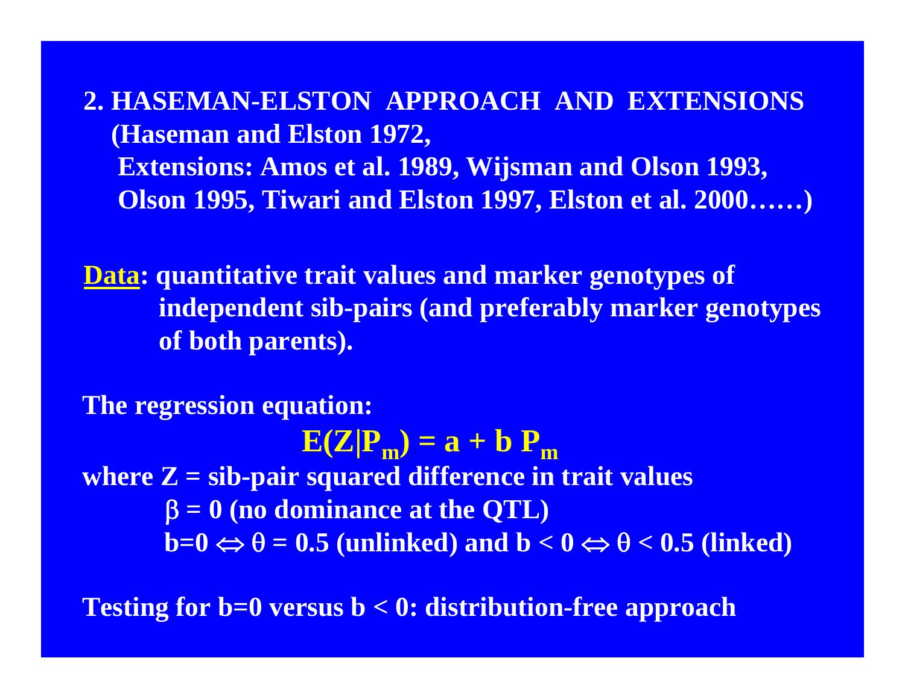## 2. HASEMAN-ELSTON APPROACH AND EXTENSIONS

**(Haseman and Elston 1972,**
**Extensions: Amos et al. 1989, Wijsman and Olson 1993, Olson 1995, Tiwari and Elston 1997, Elston et al. 2000……)**

**Data: quantitative trait values and marker genotypes of independent sib-pairs (and preferably marker genotypes of both parents).**

**The regression equation:**

$$E(Z|P_m) = a + b\,P_m$$

**where Z = sib-pair squared difference in trait values**

**$\beta = 0$ (no dominance at the QTL)**

**$b=0 \Leftrightarrow \theta = 0.5$ (unlinked) and $b < 0 \Leftrightarrow \theta < 0.5$ (linked)**

**Testing for $b=0$ versus $b < 0$: distribution-free approach**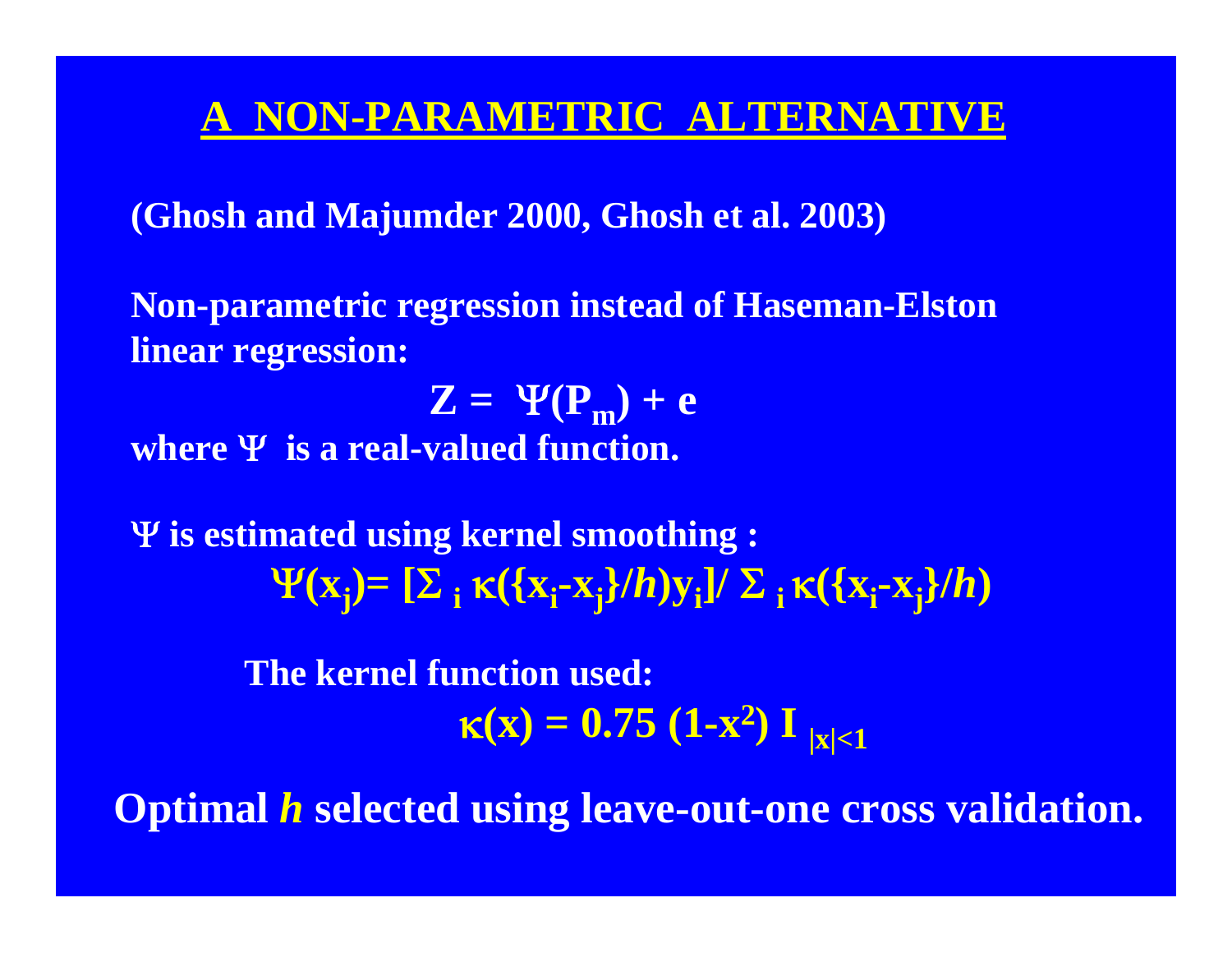# A NON-PARAMETRIC ALTERNATIVE

**(Ghosh and Majumder 2000, Ghosh et al. 2003)**

**Non-parametric regression instead of Haseman-Elston linear regression:**

$$Z = \Psi(P_m) + e$$

**where $\Psi$ is a real-valued function.**

**$\Psi$ is estimated using kernel smoothing :**

$$\Psi(x_j) = [\Sigma_i \, \kappa(\{x_i - x_j\}/h) y_i] / \Sigma_i \, \kappa(\{x_i - x_j\}/h)$$

**The kernel function used:**

$$\kappa(x) = 0.75\,(1-x^2)\, I_{|x|<1}$$

**Optimal *h* selected using leave-out-one cross validation.**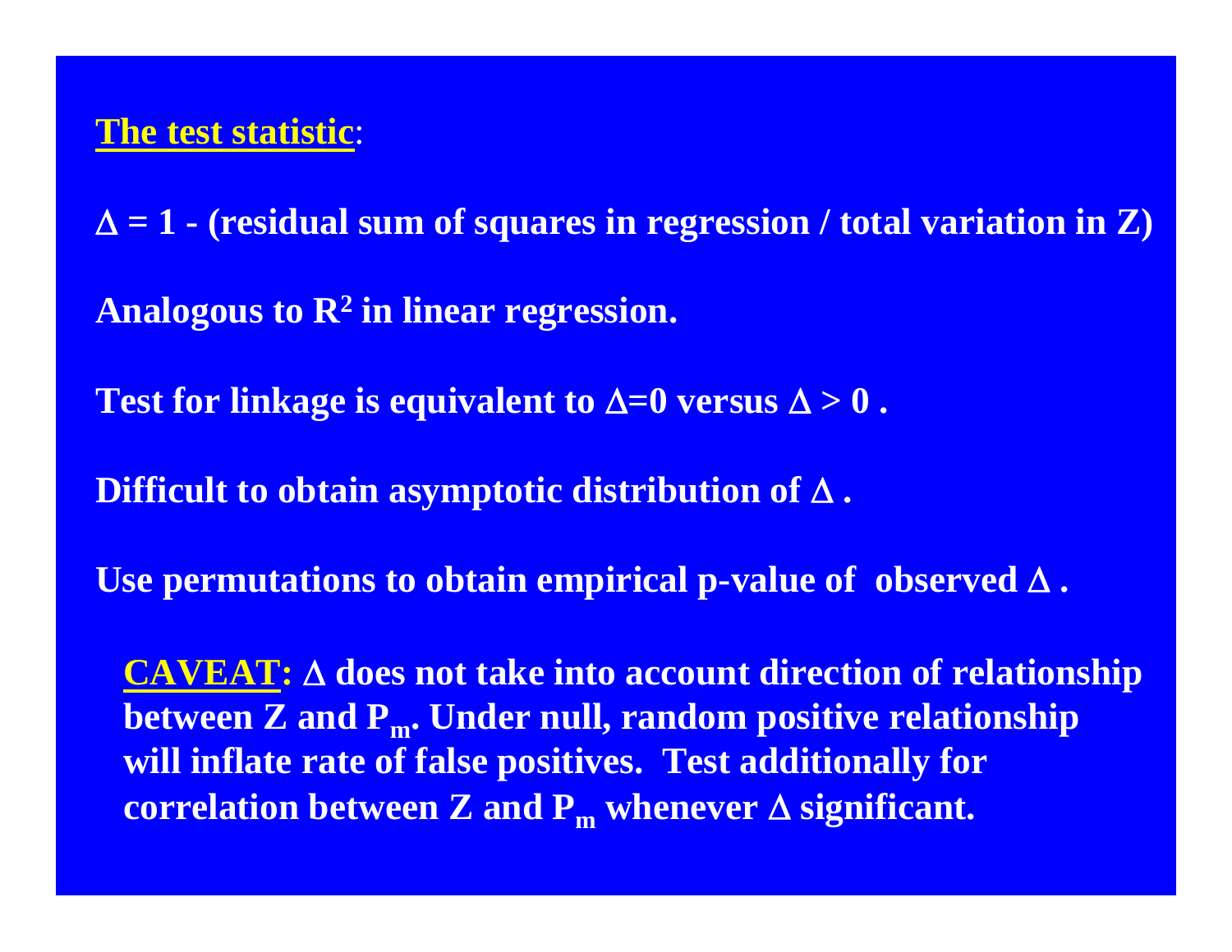**The test statistic**:

**$\Delta$ = 1 - (residual sum of squares in regression / total variation in Z)**

**Analogous to $R^2$ in linear regression.**

**Test for linkage is equivalent to $\Delta=0$ versus $\Delta > 0$ .**

**Difficult to obtain asymptotic distribution of $\Delta$ .**

**Use permutations to obtain empirical p-value of observed $\Delta$ .**

**CAVEAT: $\Delta$ does not take into account direction of relationship between Z and $P_m$. Under null, random positive relationship will inflate rate of false positives. Test additionally for correlation between Z and $P_m$ whenever $\Delta$ significant.**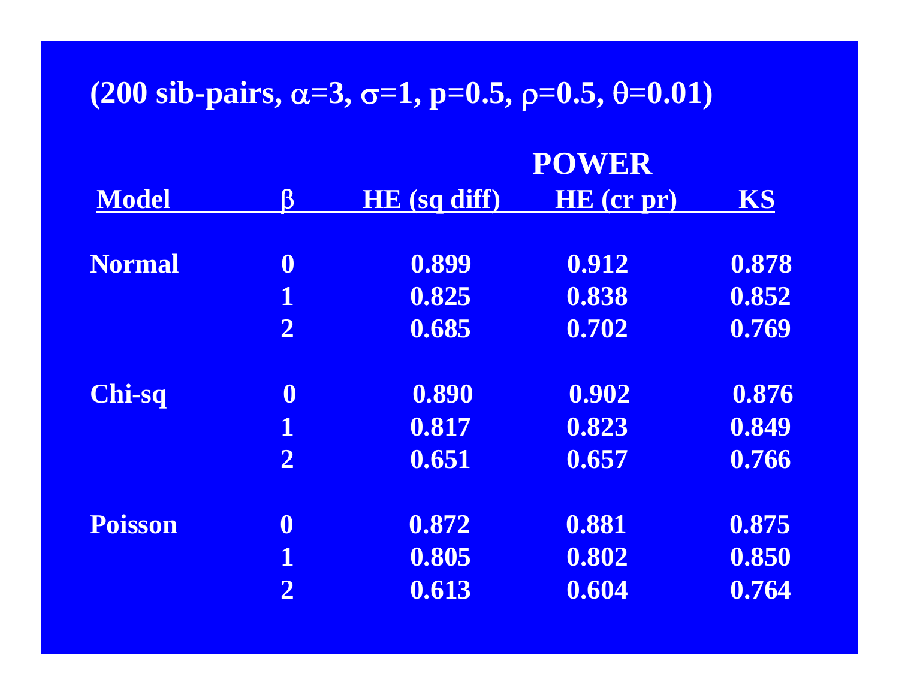**(200 sib-pairs, $\alpha$=3, $\sigma$=1, p=0.5, $\rho$=0.5, $\theta$=0.01)**

| | | POWER | | |
|---|---|---|---|---|
| **Model** | **$\beta$** | **HE (sq diff)** | **HE (cr pr)** | **KS** |
| **Normal** | 0 | 0.899 | 0.912 | 0.878 |
| | 1 | 0.825 | 0.838 | 0.852 |
| | 2 | 0.685 | 0.702 | 0.769 |
| **Chi-sq** | 0 | 0.890 | 0.902 | 0.876 |
| | 1 | 0.817 | 0.823 | 0.849 |
| | 2 | 0.651 | 0.657 | 0.766 |
| **Poisson** | 0 | 0.872 | 0.881 | 0.875 |
| | 1 | 0.805 | 0.802 | 0.850 |
| | 2 | 0.613 | 0.604 | 0.764 |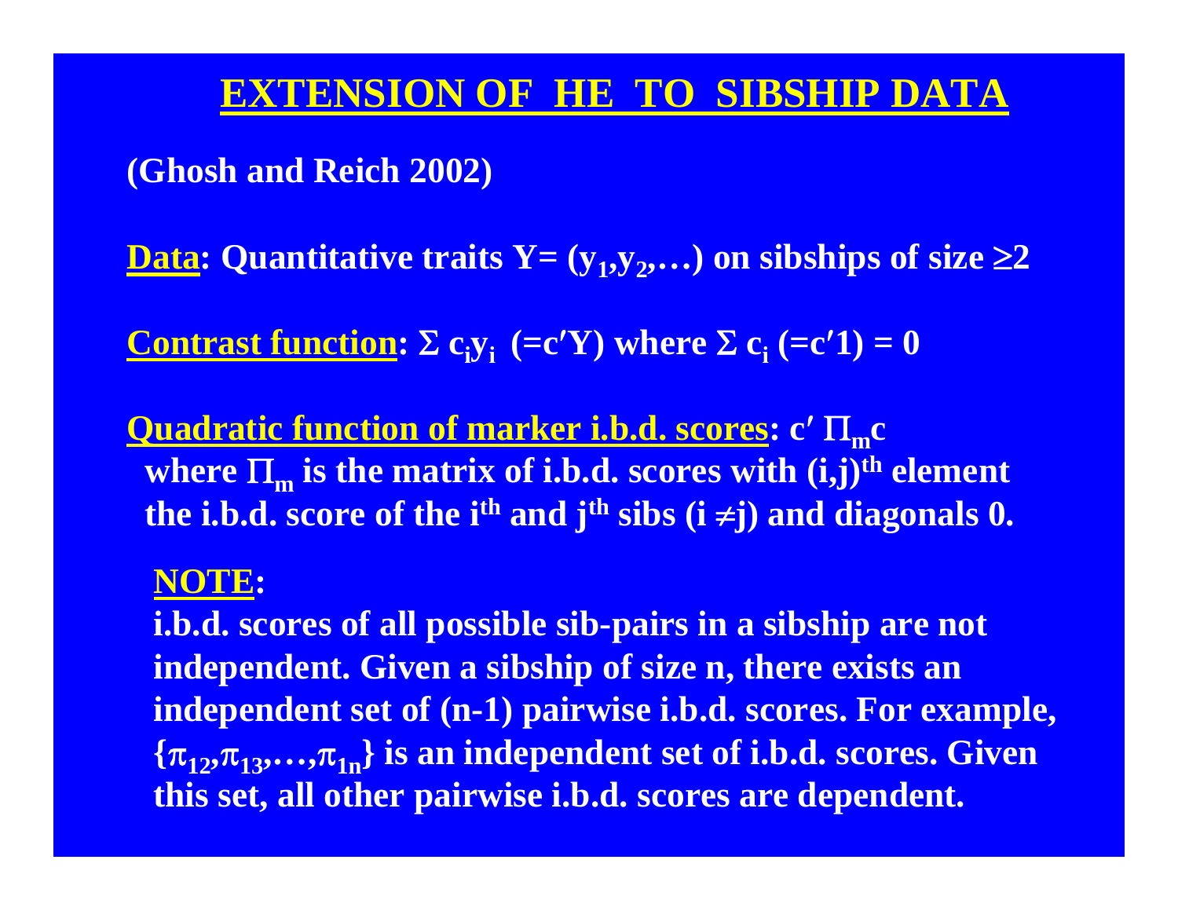# EXTENSION OF HE TO SIBSHIP DATA

**(Ghosh and Reich 2002)**

**Data: Quantitative traits $Y = (y_1, y_2, \ldots)$ on sibships of size $\geq 2$**

**Contrast function: $\Sigma\, c_i y_i$ ($= c'Y$) where $\Sigma\, c_i$ ($= c'1$) $= 0$**

**Quadratic function of marker i.b.d. scores: $c'\, \Pi_m c$**
**where $\Pi_m$ is the matrix of i.b.d. scores with $(i,j)^{th}$ element the i.b.d. score of the $i^{th}$ and $j^{th}$ sibs ($i \neq j$) and diagonals 0.**

**NOTE:**
**i.b.d. scores of all possible sib-pairs in a sibship are not independent. Given a sibship of size n, there exists an independent set of (n-1) pairwise i.b.d. scores. For example, $\{\pi_{12}, \pi_{13}, \ldots, \pi_{1n}\}$ is an independent set of i.b.d. scores. Given this set, all other pairwise i.b.d. scores are dependent.**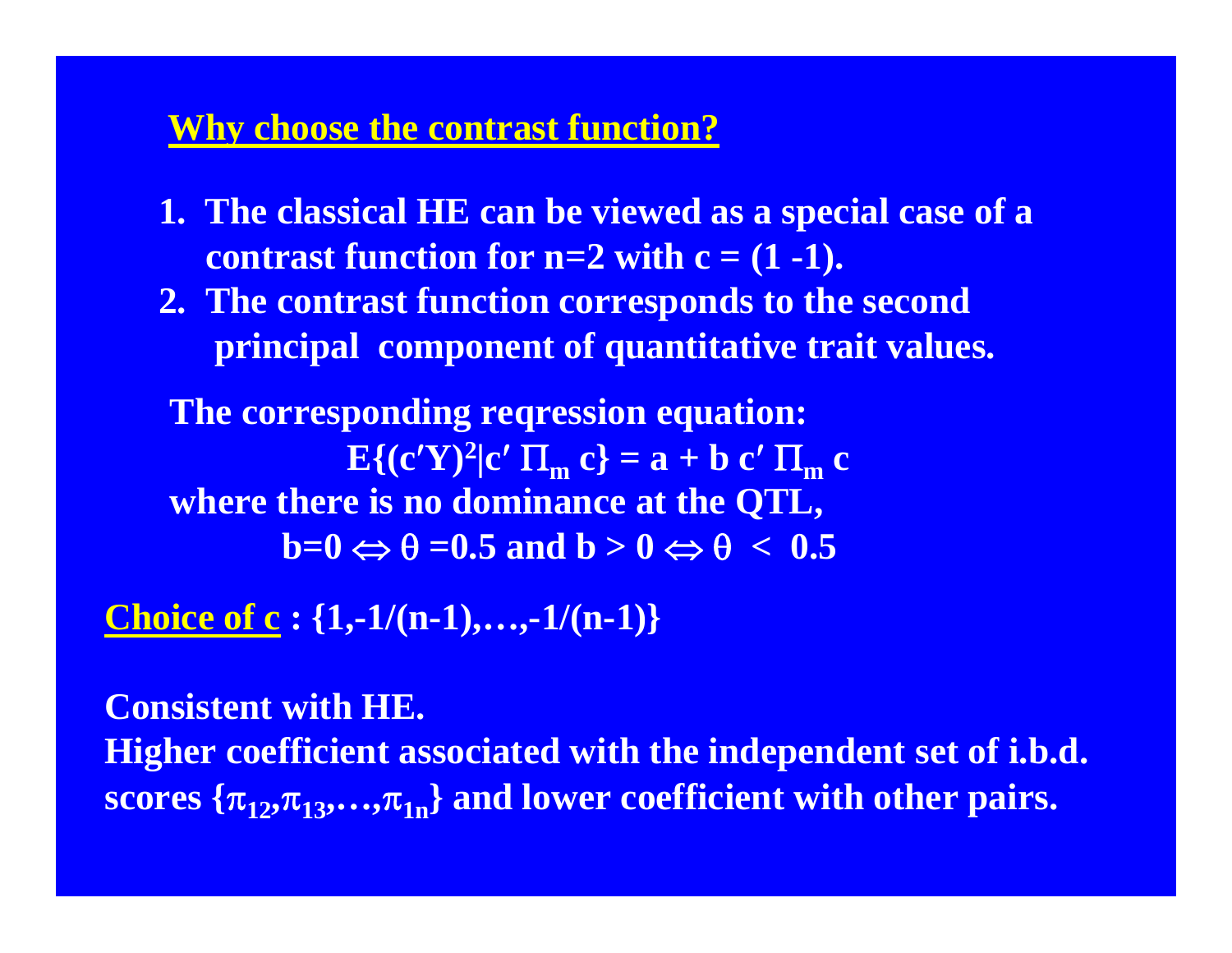## Why choose the contrast function?

1. The classical HE can be viewed as a special case of a contrast function for n=2 with c = (1 -1).
2. The contrast function corresponds to the second principal component of quantitative trait values.

The corresponding reqression equation:

$$E\{(c'Y)^2 | c' \Pi_m c\} = a + b\, c' \Pi_m c$$

where there is no dominance at the QTL,

$$b=0 \Leftrightarrow \theta = 0.5 \text{ and } b > 0 \Leftrightarrow \theta < 0.5$$

**Choice of c** : $\{1,-1/(n-1),\ldots,-1/(n-1)\}$

Consistent with HE.
Higher coefficient associated with the independent set of i.b.d. scores $\{\pi_{12},\pi_{13},\ldots,\pi_{1n}\}$ and lower coefficient with other pairs.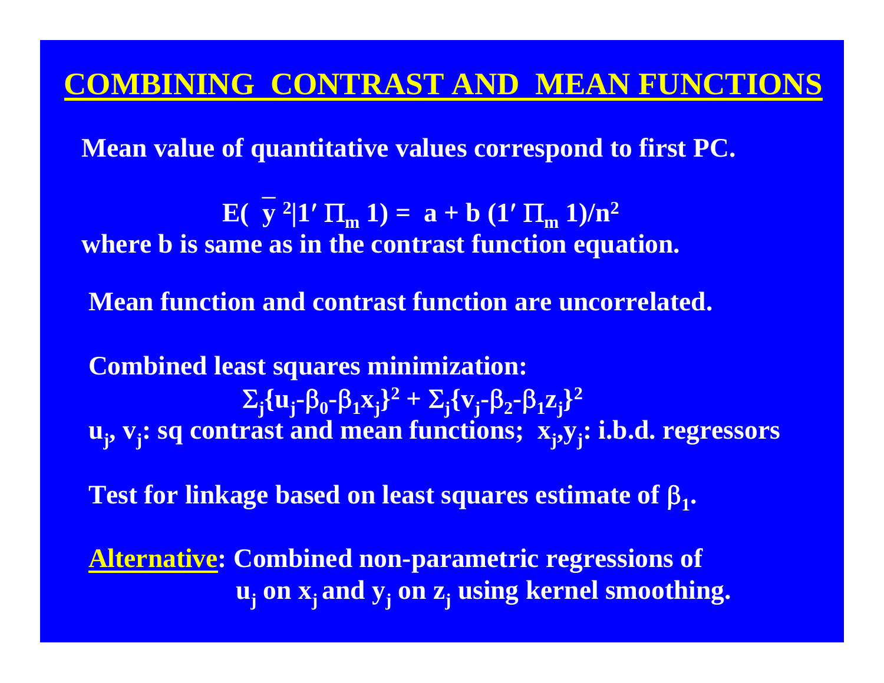# COMBINING CONTRAST AND MEAN FUNCTIONS

**Mean value of quantitative values correspond to first PC.**

$$E(\bar{y}^2 | 1' \Pi_m 1) = a + b\,(1' \Pi_m 1)/n^2$$

**where b is same as in the contrast function equation.**

**Mean function and contrast function are uncorrelated.**

**Combined least squares minimization:**

$$\Sigma_j\{u_j - \beta_0 - \beta_1 x_j\}^2 + \Sigma_j\{v_j - \beta_2 - \beta_1 z_j\}^2$$

**$u_j$, $v_j$: sq contrast and mean functions; $x_j$,$y_j$: i.b.d. regressors**

**Test for linkage based on least squares estimate of $\beta_1$.**

**Alternative: Combined non-parametric regressions of $u_j$ on $x_j$ and $y_j$ on $z_j$ using kernel smoothing.**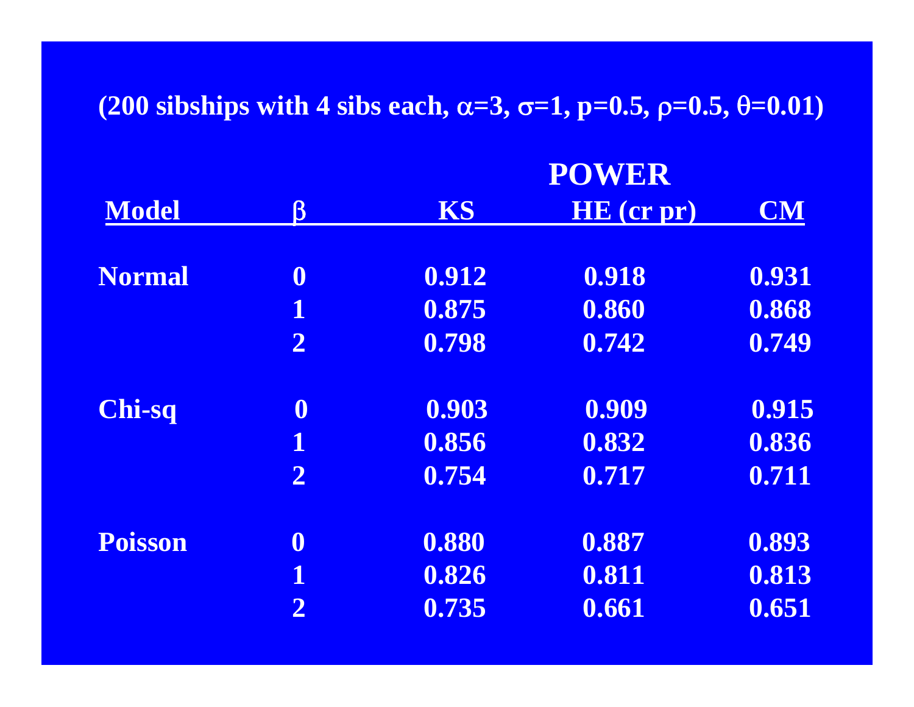(200 sibships with 4 sibs each, $\alpha=3$, $\sigma=1$, $p=0.5$, $\rho=0.5$, $\theta=0.01$)

| Model | $\beta$ | POWER KS | HE (cr pr) | CM |
|---|---|---|---|---|
| Normal | 0 | 0.912 | 0.918 | 0.931 |
| | 1 | 0.875 | 0.860 | 0.868 |
| | 2 | 0.798 | 0.742 | 0.749 |
| Chi-sq | 0 | 0.903 | 0.909 | 0.915 |
| | 1 | 0.856 | 0.832 | 0.836 |
| | 2 | 0.754 | 0.717 | 0.711 |
| Poisson | 0 | 0.880 | 0.887 | 0.893 |
| | 1 | 0.826 | 0.811 | 0.813 |
| | 2 | 0.735 | 0.661 | 0.651 |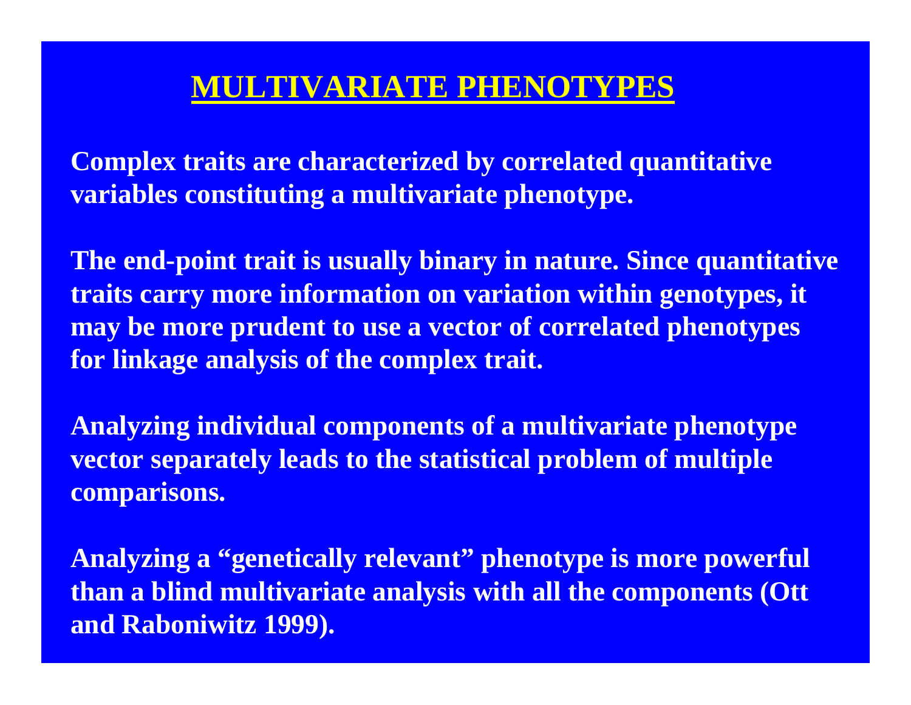# MULTIVARIATE PHENOTYPES

**Complex traits are characterized by correlated quantitative variables constituting a multivariate phenotype.**

**The end-point trait is usually binary in nature. Since quantitative traits carry more information on variation within genotypes, it may be more prudent to use a vector of correlated phenotypes for linkage analysis of the complex trait.**

**Analyzing individual components of a multivariate phenotype vector separately leads to the statistical problem of multiple comparisons.**

**Analyzing a "genetically relevant" phenotype is more powerful than a blind multivariate analysis with all the components (Ott and Raboniwitz 1999).**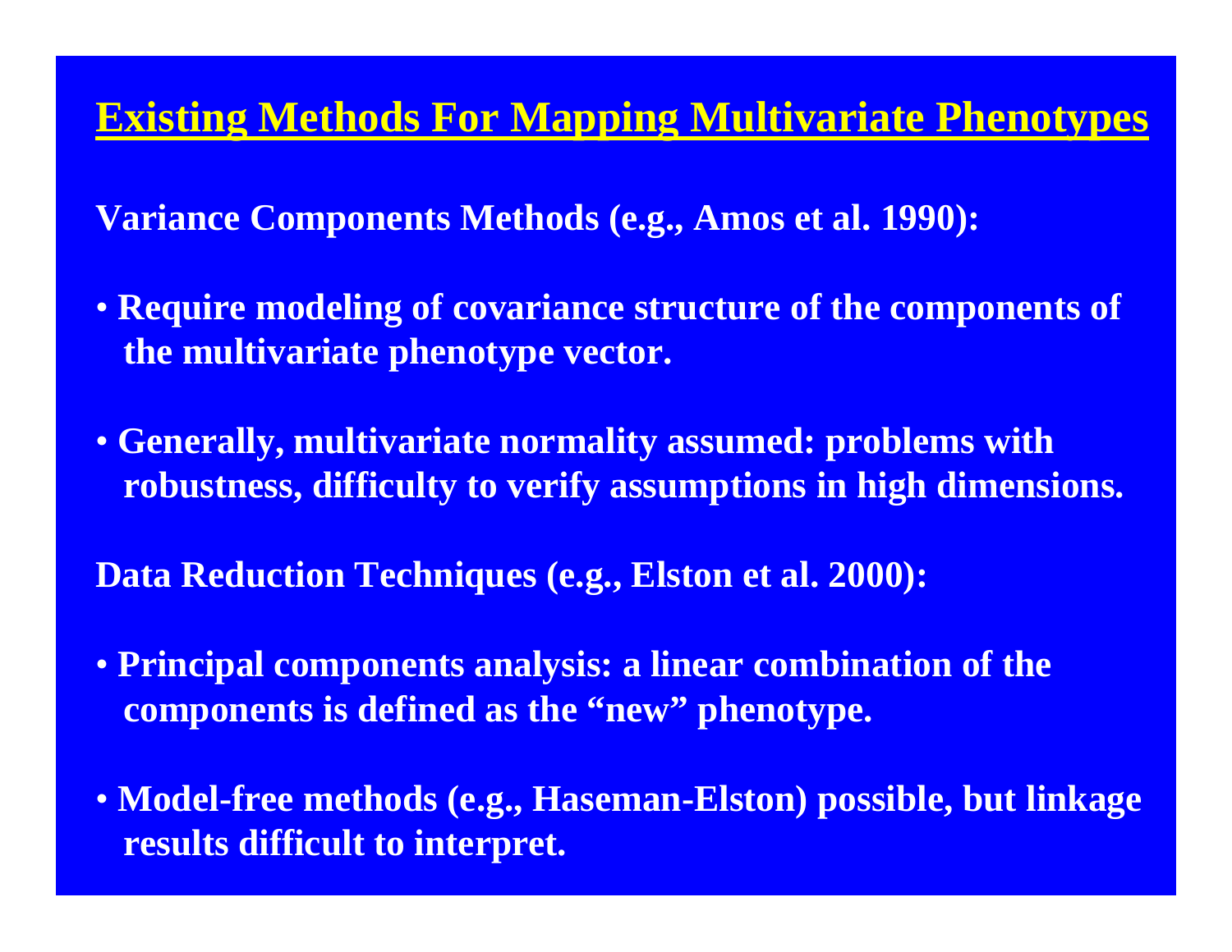# Existing Methods For Mapping Multivariate Phenotypes

**Variance Components Methods (e.g., Amos et al. 1990):**

- **Require modeling of covariance structure of the components of the multivariate phenotype vector.**
- **Generally, multivariate normality assumed: problems with robustness, difficulty to verify assumptions in high dimensions.**

**Data Reduction Techniques (e.g., Elston et al. 2000):**

- **Principal components analysis: a linear combination of the components is defined as the "new" phenotype.**
- **Model-free methods (e.g., Haseman-Elston) possible, but linkage results difficult to interpret.**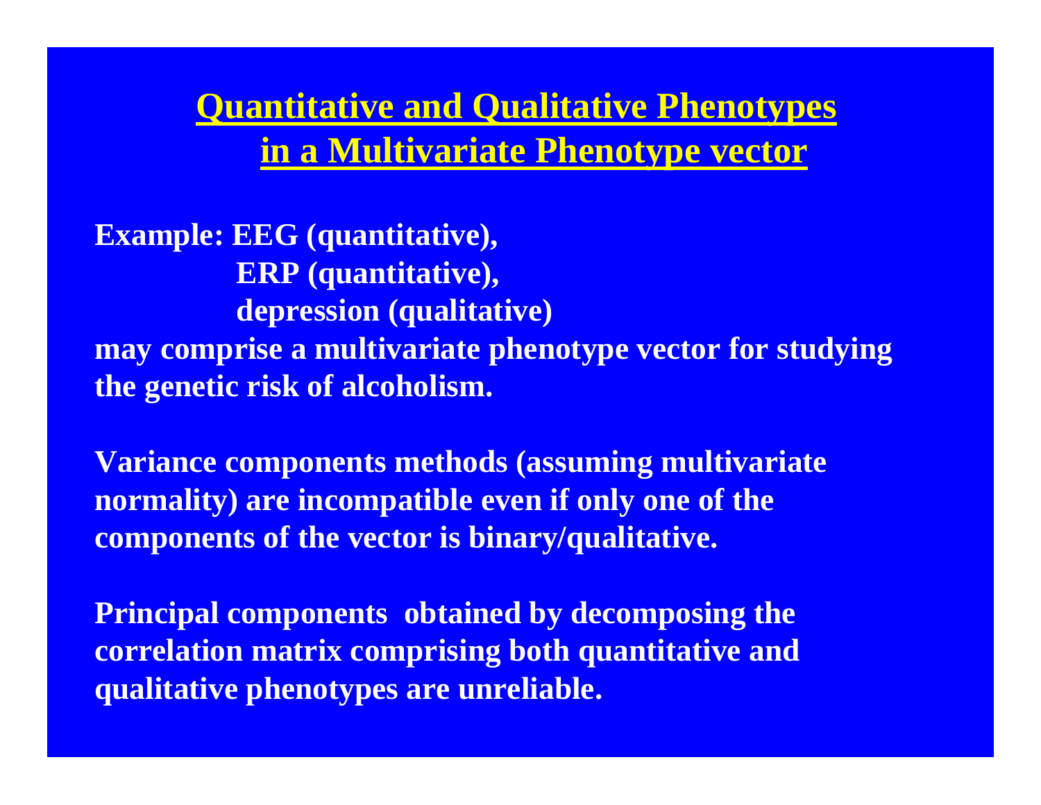# Quantitative and Qualitative Phenotypes in a Multivariate Phenotype vector

**Example: EEG (quantitative),**
**ERP (quantitative),**
**depression (qualitative)**
**may comprise a multivariate phenotype vector for studying the genetic risk of alcoholism.**

**Variance components methods (assuming multivariate normality) are incompatible even if only one of the components of the vector is binary/qualitative.**

**Principal components obtained by decomposing the correlation matrix comprising both quantitative and qualitative phenotypes are unreliable.**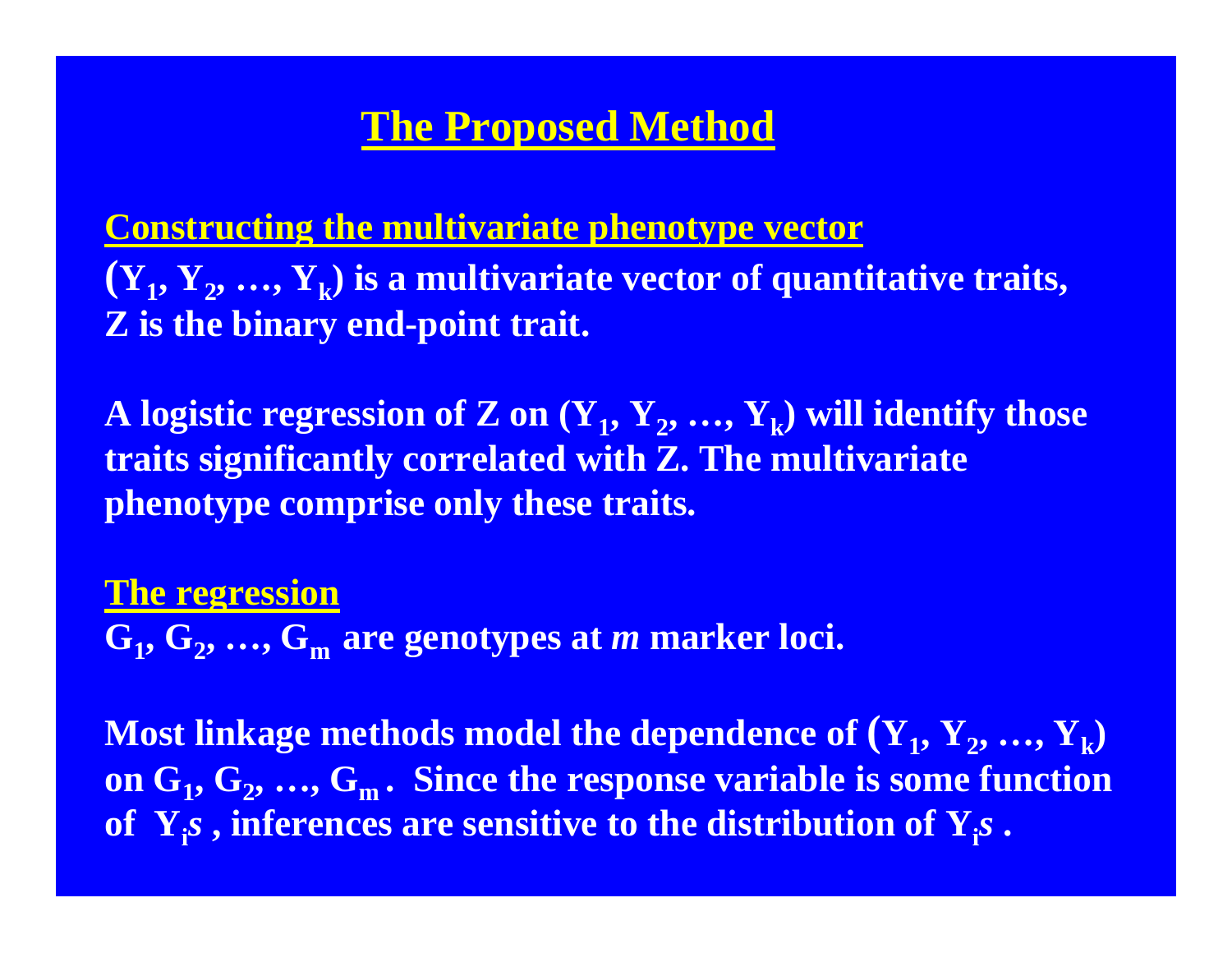# The Proposed Method

## Constructing the multivariate phenotype vector

**($Y_1$, $Y_2$, …, $Y_k$) is a multivariate vector of quantitative traits, Z is the binary end-point trait.**

**A logistic regression of Z on ($Y_1$, $Y_2$, …, $Y_k$) will identify those traits significantly correlated with Z. The multivariate phenotype comprise only these traits.**

## The regression

**$G_1$, $G_2$, …, $G_m$ are genotypes at *m* marker loci.**

**Most linkage methods model the dependence of ($Y_1$, $Y_2$, …, $Y_k$) on $G_1$, $G_2$, …, $G_m$. Since the response variable is some function of $Y_i$*s* , inferences are sensitive to the distribution of $Y_i$*s* .**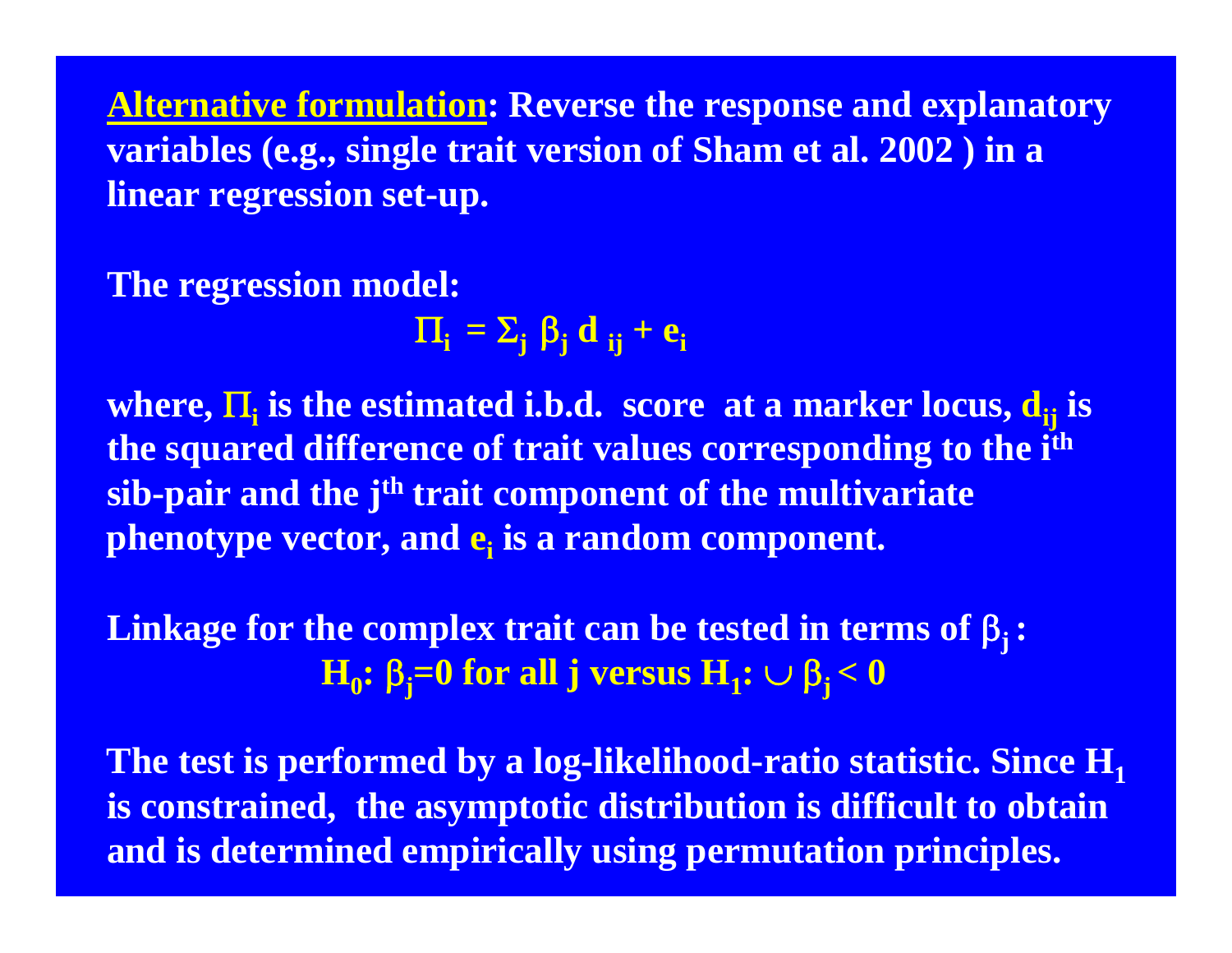**Alternative formulation: Reverse the response and explanatory variables (e.g., single trait version of Sham et al. 2002 ) in a linear regression set-up.**

**The regression model:**

$$\Pi_i = \Sigma_j \beta_j d_{ij} + e_i$$

**where, $\Pi_i$ is the estimated i.b.d. score at a marker locus, $d_{ij}$ is the squared difference of trait values corresponding to the $i^{th}$ sib-pair and the $j^{th}$ trait component of the multivariate phenotype vector, and $e_i$ is a random component.**

**Linkage for the complex trait can be tested in terms of $\beta_j$ :**

$$H_0: \beta_j = 0 \text{ for all } j \text{ versus } H_1: \cup \beta_j < 0$$

**The test is performed by a log-likelihood-ratio statistic. Since $H_1$ is constrained, the asymptotic distribution is difficult to obtain and is determined empirically using permutation principles.**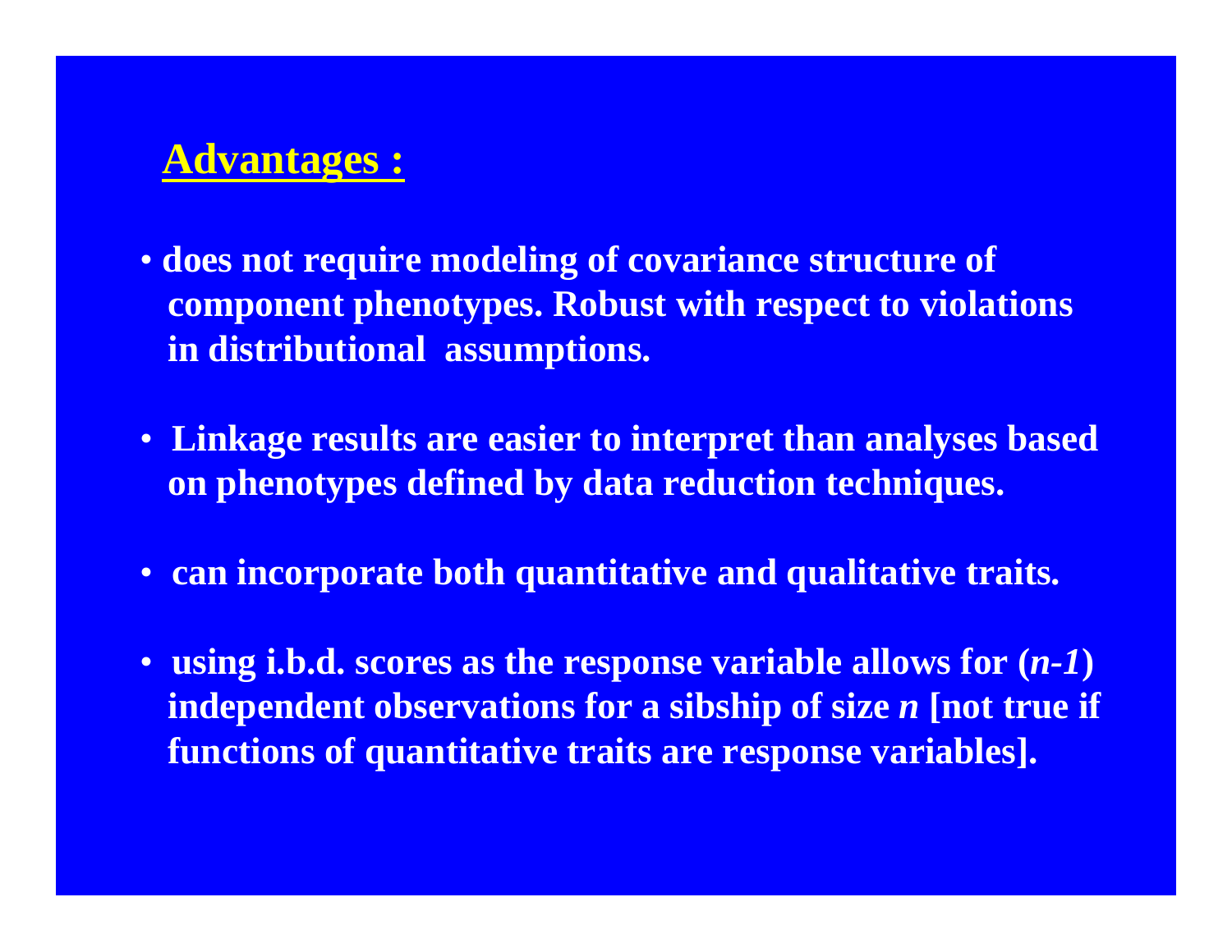## Advantages :

- does not require modeling of covariance structure of component phenotypes. Robust with respect to violations in distributional assumptions.
- Linkage results are easier to interpret than analyses based on phenotypes defined by data reduction techniques.
- can incorporate both quantitative and qualitative traits.
- using i.b.d. scores as the response variable allows for ($n$-$1$) independent observations for a sibship of size $n$ [not true if functions of quantitative traits are response variables].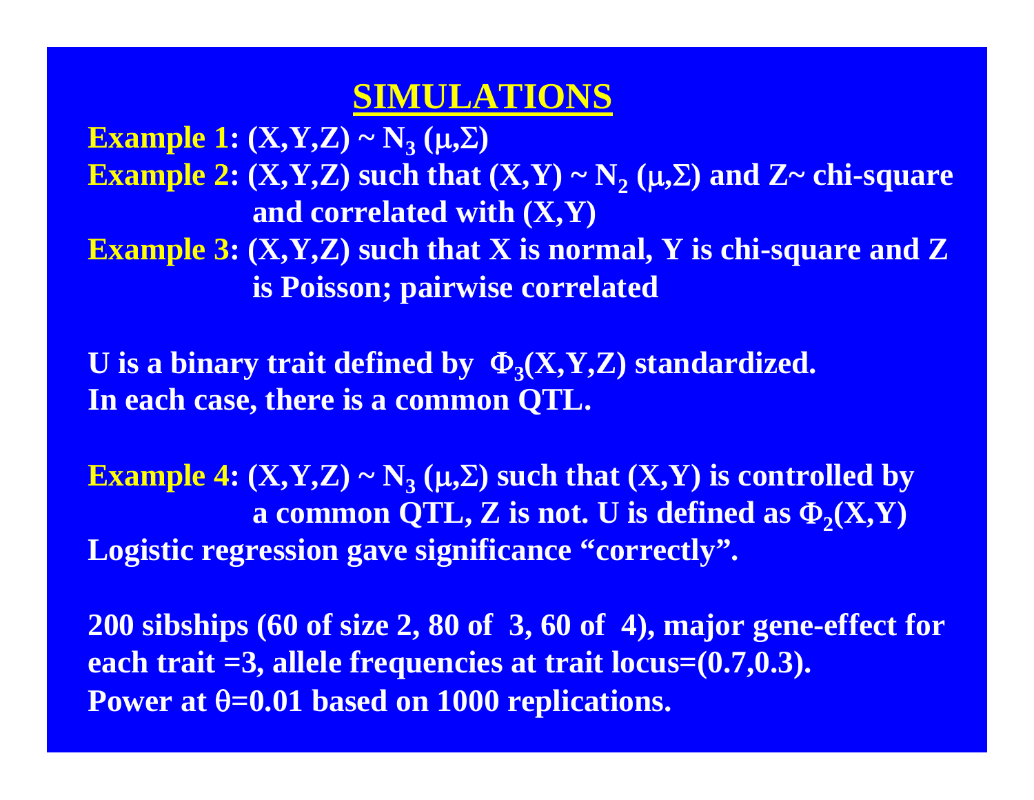# SIMULATIONS

**Example 1: $(X,Y,Z) \sim N_3(\mu,\Sigma)$**

**Example 2: $(X,Y,Z)$ such that $(X,Y) \sim N_2(\mu,\Sigma)$ and $Z \sim$ chi-square and correlated with $(X,Y)$**

**Example 3: $(X,Y,Z)$ such that $X$ is normal, $Y$ is chi-square and $Z$ is Poisson; pairwise correlated**

**U is a binary trait defined by $\Phi_3(X,Y,Z)$ standardized.**
**In each case, there is a common QTL.**

**Example 4: $(X,Y,Z) \sim N_3(\mu,\Sigma)$ such that $(X,Y)$ is controlled by a common QTL, $Z$ is not. U is defined as $\Phi_2(X,Y)$**
**Logistic regression gave significance "correctly".**

**200 sibships (60 of size 2, 80 of 3, 60 of 4), major gene-effect for each trait =3, allele frequencies at trait locus=(0.7,0.3).**
**Power at $\theta$=0.01 based on 1000 replications.**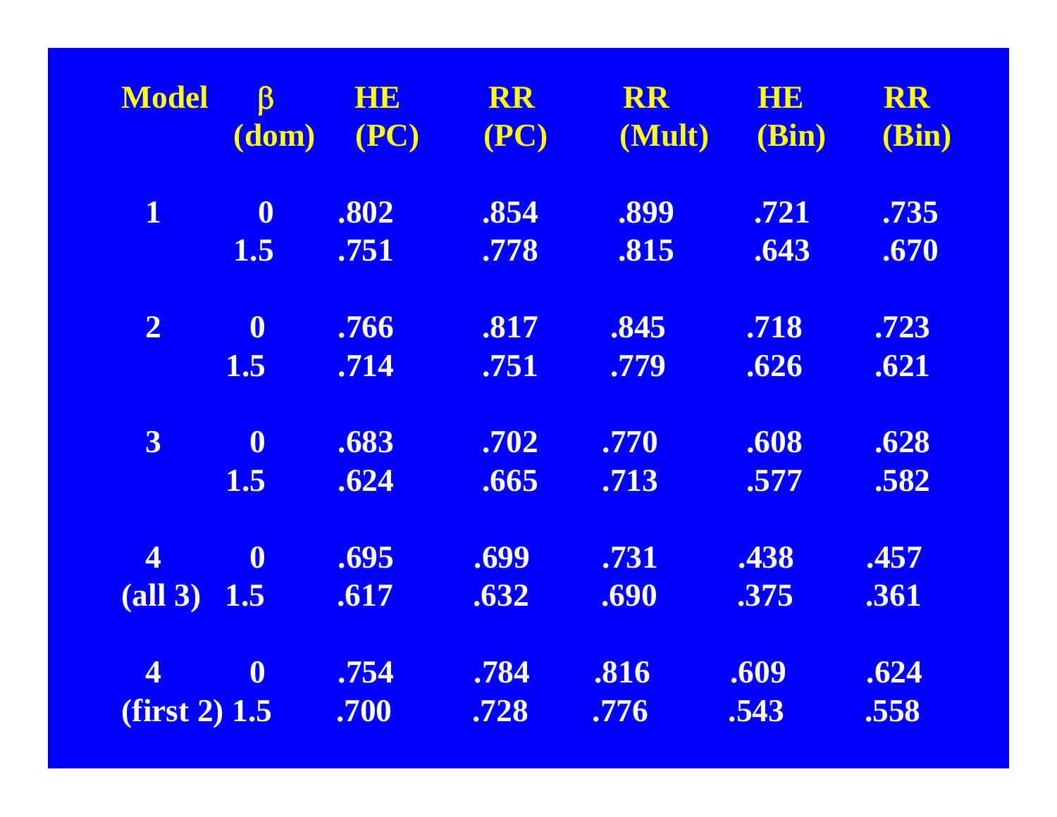| Model | β (dom) | HE (PC) | RR (PC) | RR (Mult) | HE (Bin) | RR (Bin) |
|---|---|---|---|---|---|---|
| 1 | 0 | .802 | .854 | .899 | .721 | .735 |
| | 1.5 | .751 | .778 | .815 | .643 | .670 |
| 2 | 0 | .766 | .817 | .845 | .718 | .723 |
| | 1.5 | .714 | .751 | .779 | .626 | .621 |
| 3 | 0 | .683 | .702 | .770 | .608 | .628 |
| | 1.5 | .624 | .665 | .713 | .577 | .582 |
| 4 | 0 | .695 | .699 | .731 | .438 | .457 |
| (all 3) | 1.5 | .617 | .632 | .690 | .375 | .361 |
| 4 | 0 | .754 | .784 | .816 | .609 | .624 |
| (first 2) | 1.5 | .700 | .728 | .776 | .543 | .558 |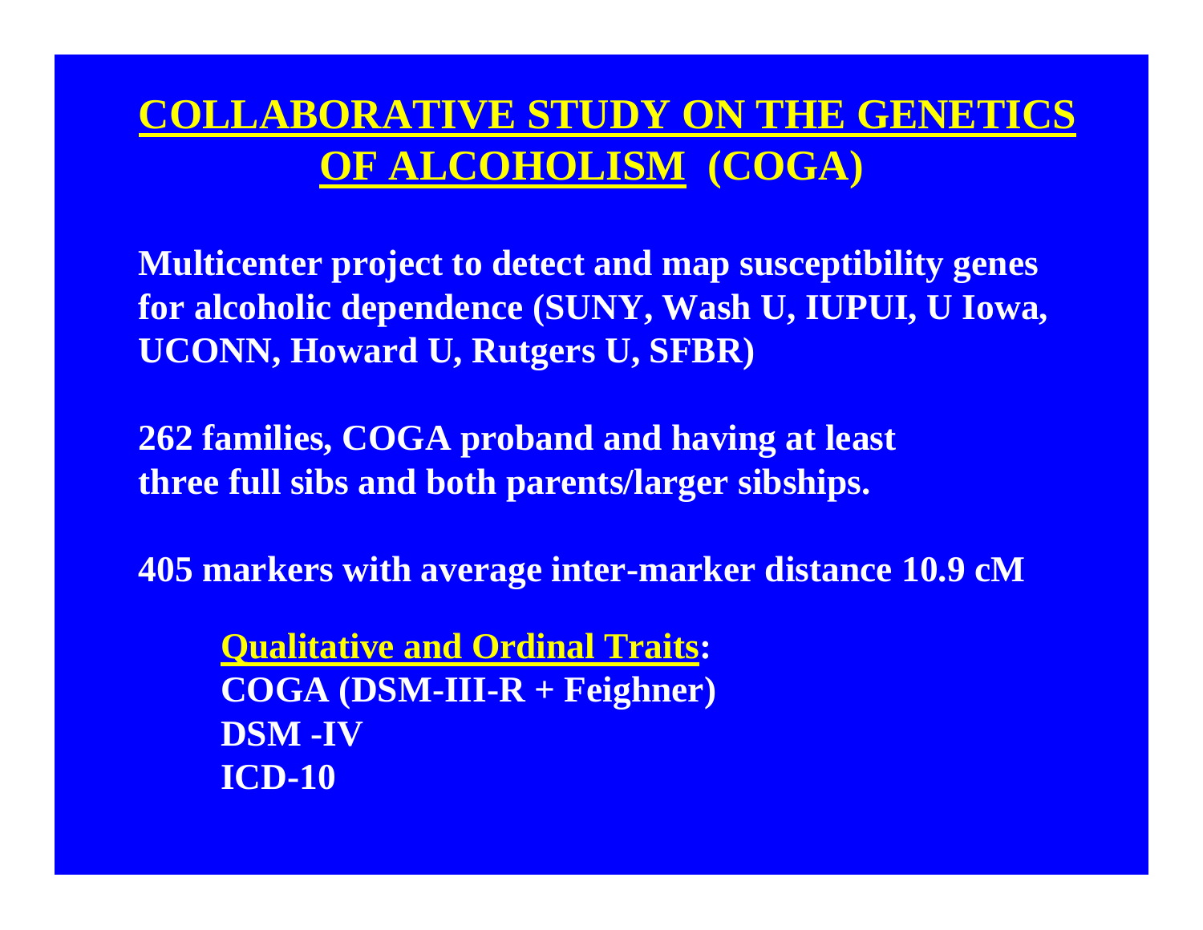# COLLABORATIVE STUDY ON THE GENETICS OF ALCOHOLISM (COGA)

**Multicenter project to detect and map susceptibility genes for alcoholic dependence (SUNY, Wash U, IUPUI, U Iowa, UCONN, Howard U, Rutgers U, SFBR)**

**262 families, COGA proband and having at least three full sibs and both parents/larger sibships.**

**405 markers with average inter-marker distance 10.9 cM**

**Qualitative and Ordinal Traits:**
**COGA (DSM-III-R + Feighner)**
**DSM -IV**
**ICD-10**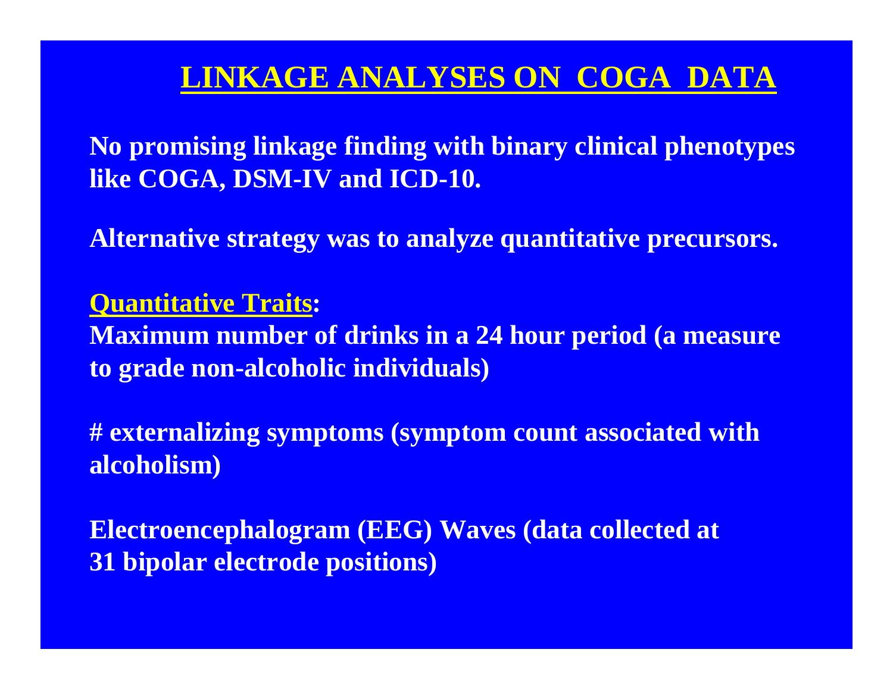# LINKAGE ANALYSES ON COGA DATA

**No promising linkage finding with binary clinical phenotypes like COGA, DSM-IV and ICD-10.**

**Alternative strategy was to analyze quantitative precursors.**

**Quantitative Traits:**

**Maximum number of drinks in a 24 hour period (a measure to grade non-alcoholic individuals)**

**# externalizing symptoms (symptom count associated with alcoholism)**

**Electroencephalogram (EEG) Waves (data collected at 31 bipolar electrode positions)**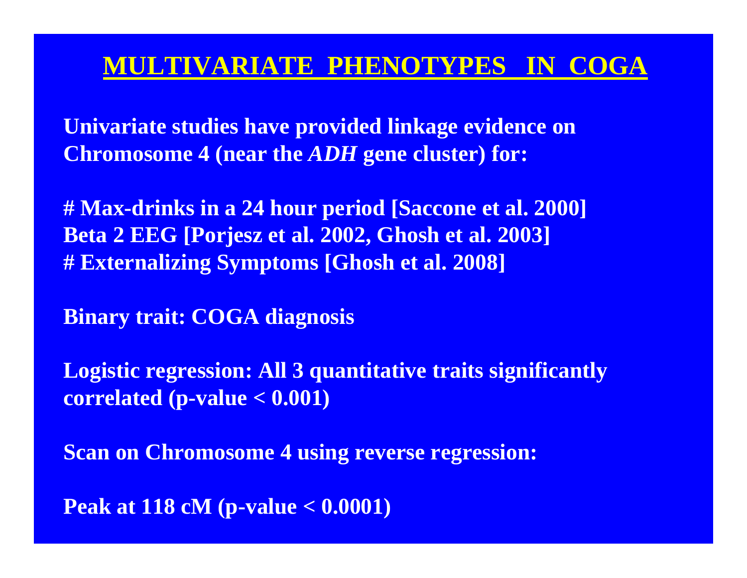# MULTIVARIATE PHENOTYPES IN COGA

**Univariate studies have provided linkage evidence on Chromosome 4 (near the *ADH* gene cluster) for:**

**# Max-drinks in a 24 hour period [Saccone et al. 2000]**
**Beta 2 EEG [Porjesz et al. 2002, Ghosh et al. 2003]**
**# Externalizing Symptoms [Ghosh et al. 2008]**

**Binary trait: COGA diagnosis**

**Logistic regression: All 3 quantitative traits significantly correlated (p-value < 0.001)**

**Scan on Chromosome 4 using reverse regression:**

**Peak at 118 cM (p-value < 0.0001)**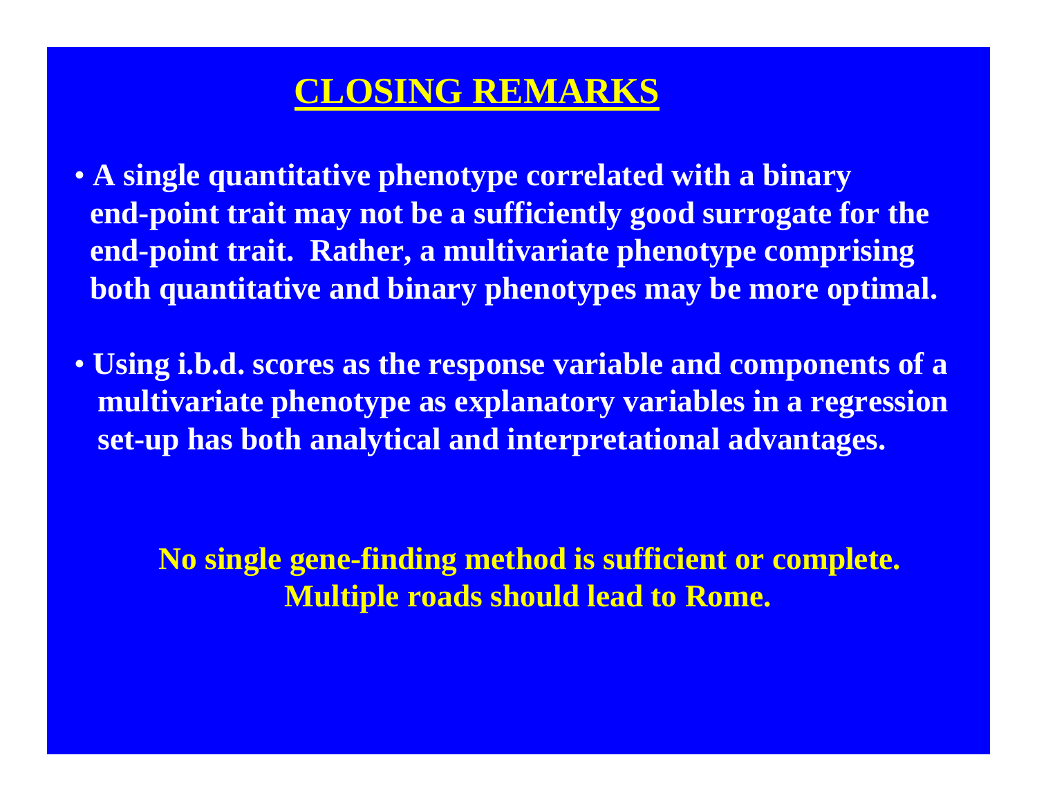# CLOSING REMARKS

- **A single quantitative phenotype correlated with a binary end-point trait may not be a sufficiently good surrogate for the end-point trait. Rather, a multivariate phenotype comprising both quantitative and binary phenotypes may be more optimal.**

- **Using i.b.d. scores as the response variable and components of a multivariate phenotype as explanatory variables in a regression set-up has both analytical and interpretational advantages.**

**No single gene-finding method is sufficient or complete. Multiple roads should lead to Rome.**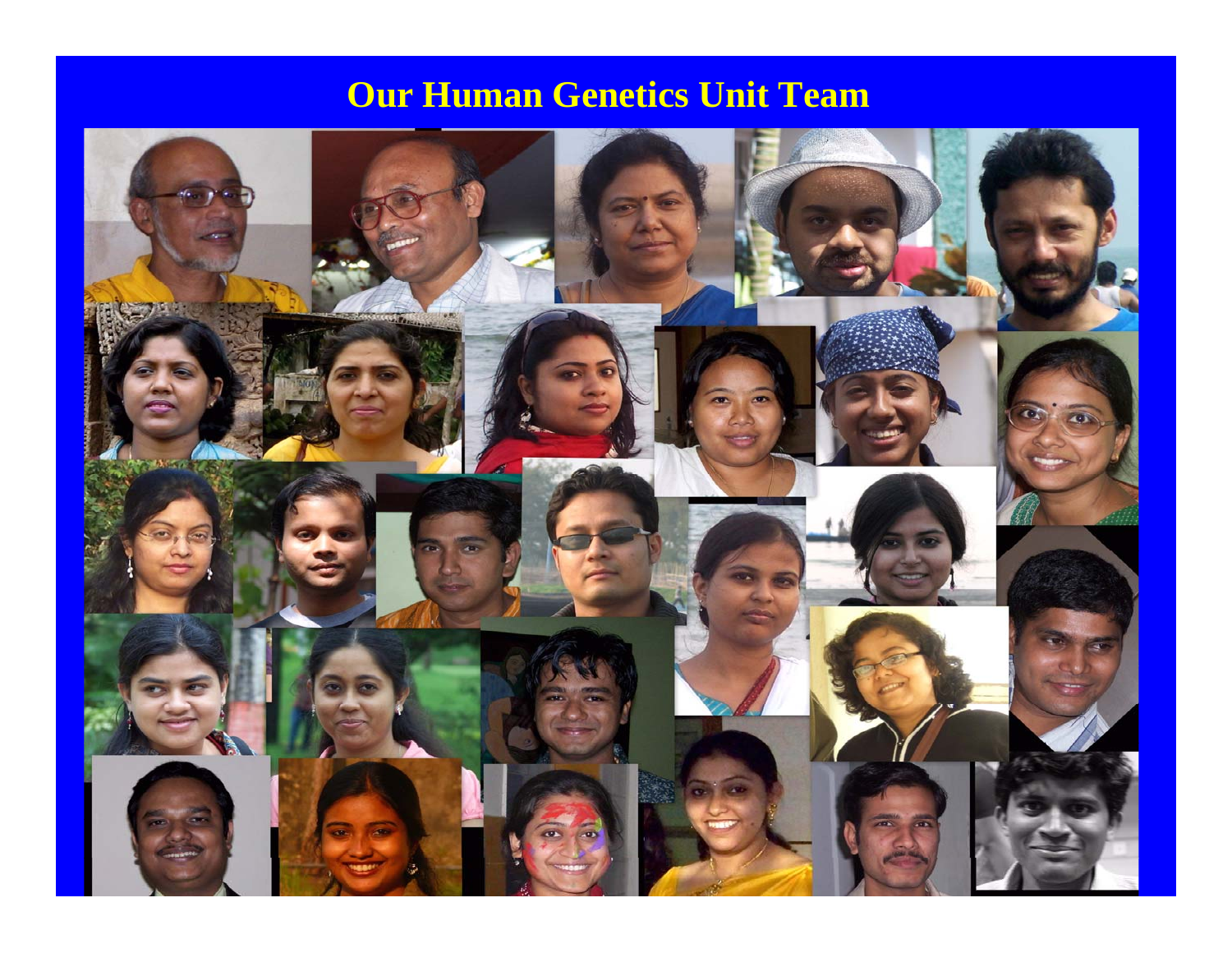# Our Human Genetics Unit Team